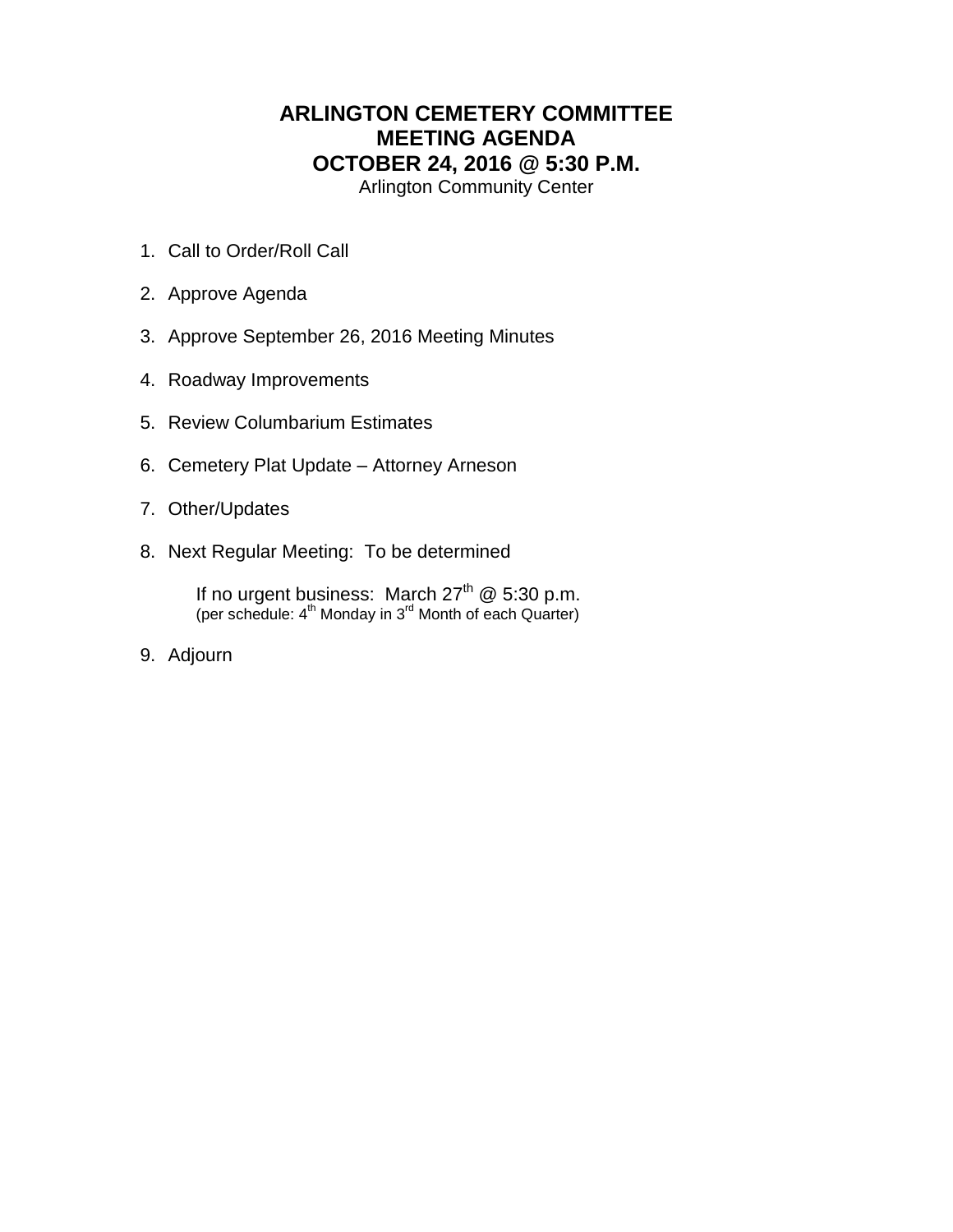# ARLINGTON CEMETERY COMMITTEE
# MEETING AGENDA
# OCTOBER 24, 2016 @ 5:30 P.M.

Arlington Community Center

1. Call to Order/Roll Call
2. Approve Agenda
3. Approve September 26, 2016 Meeting Minutes
4. Roadway Improvements
5. Review Columbarium Estimates
6. Cemetery Plat Update – Attorney Arneson
7. Other/Updates
8. Next Regular Meeting: To be determined

   If no urgent business: March 27th @ 5:30 p.m.
   (per schedule: 4th Monday in 3rd Month of each Quarter)

9. Adjourn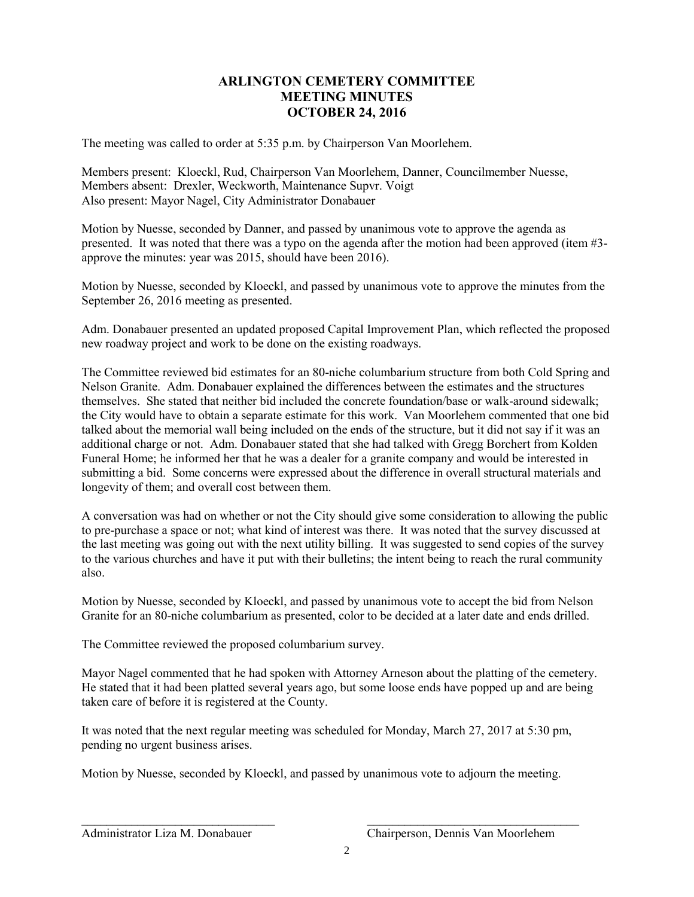# ARLINGTON CEMETERY COMMITTEE
## MEETING MINUTES
## OCTOBER 24, 2016

The meeting was called to order at 5:35 p.m. by Chairperson Van Moorlehem.

Members present: Kloeckl, Rud, Chairperson Van Moorlehem, Danner, Councilmember Nuesse,
Members absent: Drexler, Weckworth, Maintenance Supvr. Voigt
Also present: Mayor Nagel, City Administrator Donabauer

Motion by Nuesse, seconded by Danner, and passed by unanimous vote to approve the agenda as presented. It was noted that there was a typo on the agenda after the motion had been approved (item #3-approve the minutes: year was 2015, should have been 2016).

Motion by Nuesse, seconded by Kloeckl, and passed by unanimous vote to approve the minutes from the September 26, 2016 meeting as presented.

Adm. Donabauer presented an updated proposed Capital Improvement Plan, which reflected the proposed new roadway project and work to be done on the existing roadways.

The Committee reviewed bid estimates for an 80-niche columbarium structure from both Cold Spring and Nelson Granite. Adm. Donabauer explained the differences between the estimates and the structures themselves. She stated that neither bid included the concrete foundation/base or walk-around sidewalk; the City would have to obtain a separate estimate for this work. Van Moorlehem commented that one bid talked about the memorial wall being included on the ends of the structure, but it did not say if it was an additional charge or not. Adm. Donabauer stated that she had talked with Gregg Borchert from Kolden Funeral Home; he informed her that he was a dealer for a granite company and would be interested in submitting a bid. Some concerns were expressed about the difference in overall structural materials and longevity of them; and overall cost between them.

A conversation was had on whether or not the City should give some consideration to allowing the public to pre-purchase a space or not; what kind of interest was there. It was noted that the survey discussed at the last meeting was going out with the next utility billing. It was suggested to send copies of the survey to the various churches and have it put with their bulletins; the intent being to reach the rural community also.

Motion by Nuesse, seconded by Kloeckl, and passed by unanimous vote to accept the bid from Nelson Granite for an 80-niche columbarium as presented, color to be decided at a later date and ends drilled.

The Committee reviewed the proposed columbarium survey.

Mayor Nagel commented that he had spoken with Attorney Arneson about the platting of the cemetery. He stated that it had been platted several years ago, but some loose ends have popped up and are being taken care of before it is registered at the County.

It was noted that the next regular meeting was scheduled for Monday, March 27, 2017 at 5:30 pm, pending no urgent business arises.

Motion by Nuesse, seconded by Kloeckl, and passed by unanimous vote to adjourn the meeting.

\_\_\_\_\_\_\_\_\_\_\_\_\_\_\_\_\_\_\_\_\_\_\_\_\_\_\_\_\_\_\_\_\_
Administrator Liza M. Donabauer

\_\_\_\_\_\_\_\_\_\_\_\_\_\_\_\_\_\_\_\_\_\_\_\_\_\_\_\_\_\_\_\_\_
Chairperson, Dennis Van Moorlehem